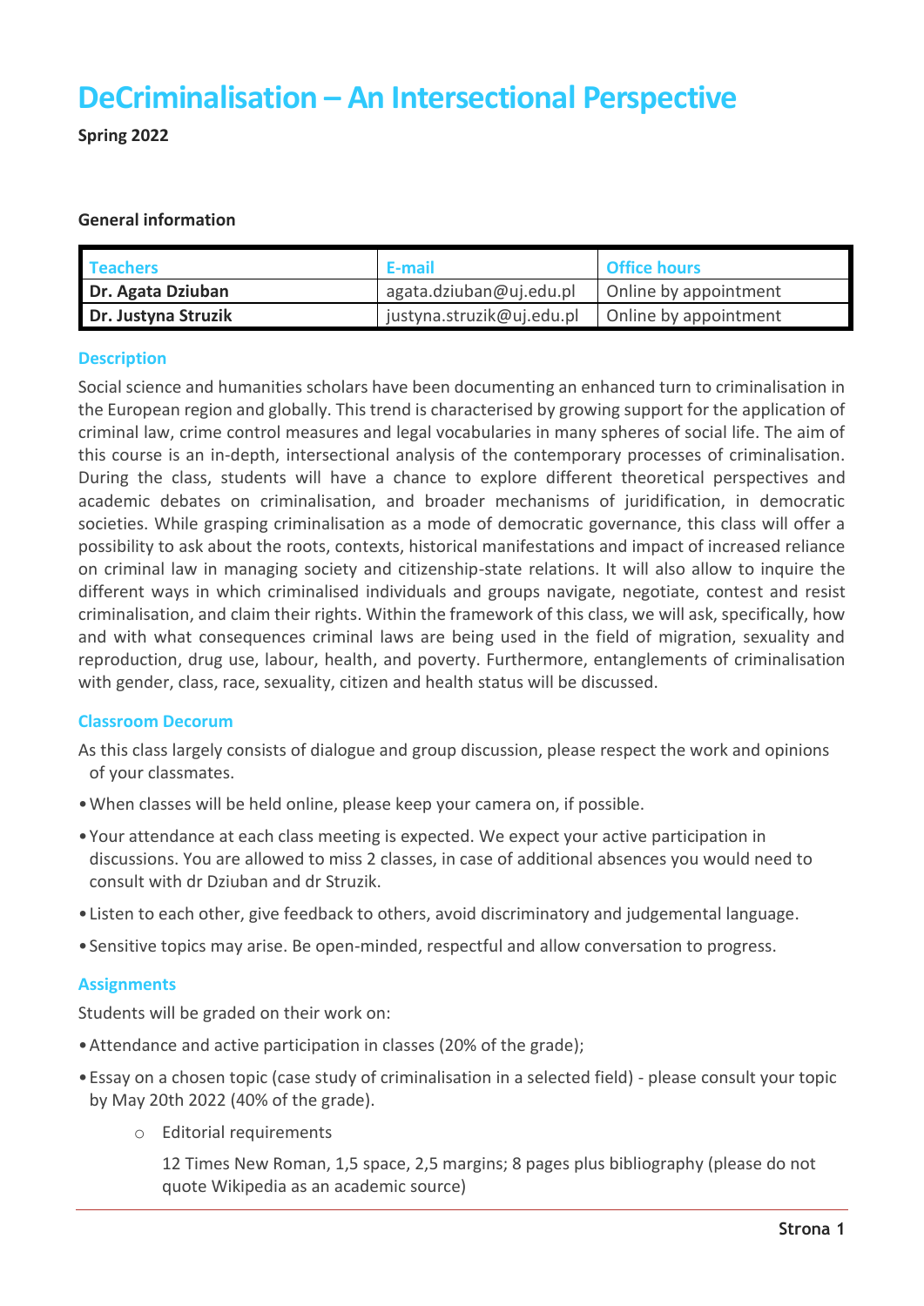# DeCriminalisation – An Intersectional Perspective

**Spring 2022**

**General information**

| Teachers | E-mail | Office hours |
| --- | --- | --- |
| **Dr. Agata Dziuban** | agata.dziuban@uj.edu.pl | Online by appointment |
| **Dr. Justyna Struzik** | justyna.struzik@uj.edu.pl | Online by appointment |

## Description

Social science and humanities scholars have been documenting an enhanced turn to criminalisation in the European region and globally. This trend is characterised by growing support for the application of criminal law, crime control measures and legal vocabularies in many spheres of social life. The aim of this course is an in-depth, intersectional analysis of the contemporary processes of criminalisation. During the class, students will have a chance to explore different theoretical perspectives and academic debates on criminalisation, and broader mechanisms of juridification, in democratic societies. While grasping criminalisation as a mode of democratic governance, this class will offer a possibility to ask about the roots, contexts, historical manifestations and impact of increased reliance on criminal law in managing society and citizenship-state relations. It will also allow to inquire the different ways in which criminalised individuals and groups navigate, negotiate, contest and resist criminalisation, and claim their rights. Within the framework of this class, we will ask, specifically, how and with what consequences criminal laws are being used in the field of migration, sexuality and reproduction, drug use, labour, health, and poverty. Furthermore, entanglements of criminalisation with gender, class, race, sexuality, citizen and health status will be discussed.

## Classroom Decorum

As this class largely consists of dialogue and group discussion, please respect the work and opinions of your classmates.

- When classes will be held online, please keep your camera on, if possible.
- Your attendance at each class meeting is expected. We expect your active participation in discussions. You are allowed to miss 2 classes, in case of additional absences you would need to consult with dr Dziuban and dr Struzik.
- Listen to each other, give feedback to others, avoid discriminatory and judgemental language.
- Sensitive topics may arise. Be open-minded, respectful and allow conversation to progress.

## Assignments

Students will be graded on their work on:

- Attendance and active participation in classes (20% of the grade);
- Essay on a chosen topic (case study of criminalisation in a selected field) - please consult your topic by May 20th 2022 (40% of the grade).
    - Editorial requirements

      12 Times New Roman, 1,5 space, 2,5 margins; 8 pages plus bibliography (please do not quote Wikipedia as an academic source)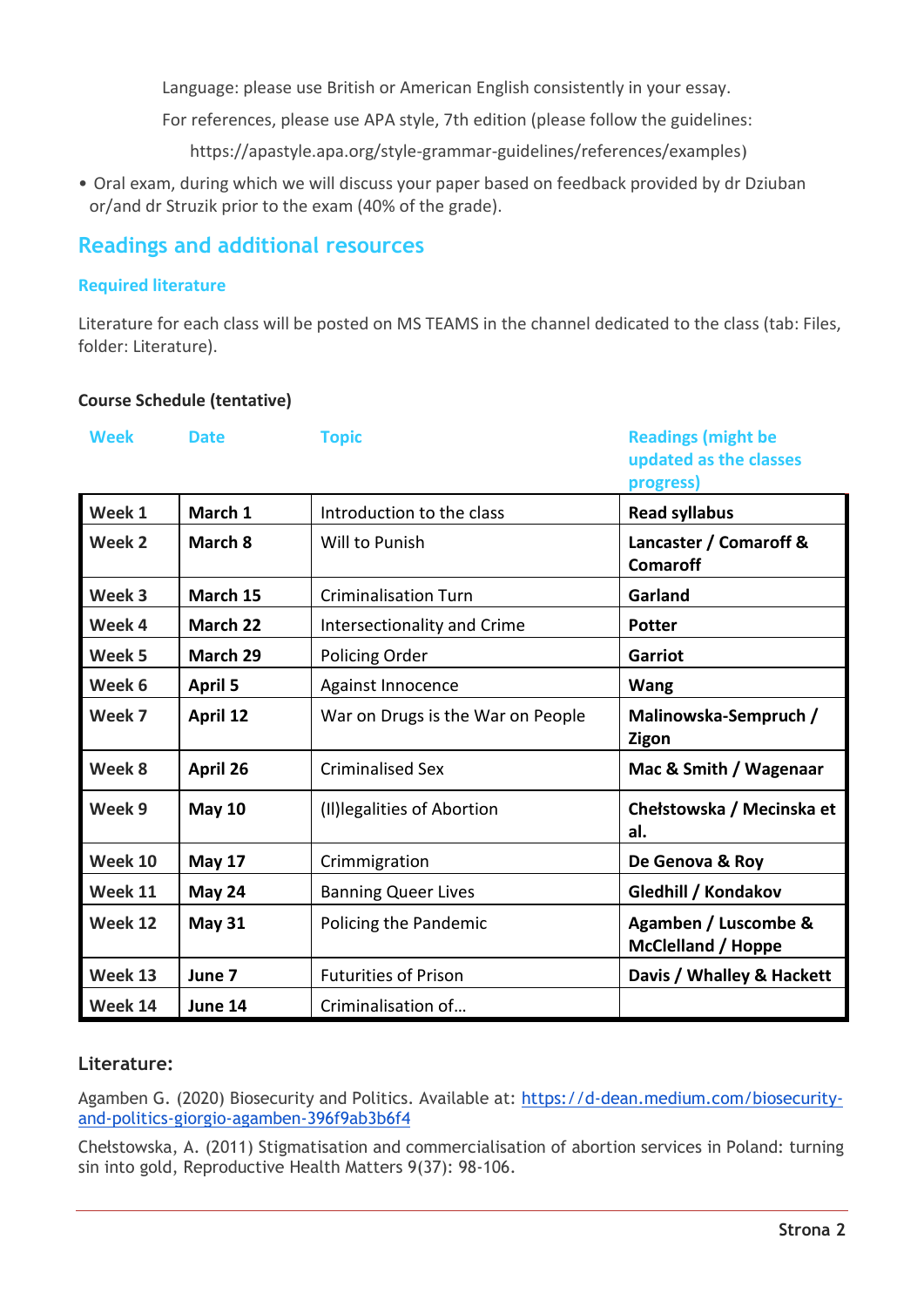Language: please use British or American English consistently in your essay.

For references, please use APA style, 7th edition (please follow the guidelines:

https://apastyle.apa.org/style-grammar-guidelines/references/examples)

- Oral exam, during which we will discuss your paper based on feedback provided by dr Dziuban or/and dr Struzik prior to the exam (40% of the grade).

## Readings and additional resources

### Required literature

Literature for each class will be posted on MS TEAMS in the channel dedicated to the class (tab: Files, folder: Literature).

**Course Schedule (tentative)**

| Week | Date | Topic | Readings (might be updated as the classes progress) |
|---|---|---|---|
| **Week 1** | **March 1** | Introduction to the class | **Read syllabus** |
| **Week 2** | **March 8** | Will to Punish | **Lancaster / Comaroff & Comaroff** |
| **Week 3** | **March 15** | Criminalisation Turn | **Garland** |
| **Week 4** | **March 22** | Intersectionality and Crime | **Potter** |
| **Week 5** | **March 29** | Policing Order | **Garriot** |
| **Week 6** | **April 5** | Against Innocence | **Wang** |
| **Week 7** | **April 12** | War on Drugs is the War on People | **Malinowska-Sempruch / Zigon** |
| **Week 8** | **April 26** | Criminalised Sex | **Mac & Smith / Wagenaar** |
| **Week 9** | **May 10** | (Il)legalities of Abortion | **Chełstowska / Mecinska et al.** |
| **Week 10** | **May 17** | Crimmigration | **De Genova & Roy** |
| **Week 11** | **May 24** | Banning Queer Lives | **Gledhill / Kondakov** |
| **Week 12** | **May 31** | Policing the Pandemic | **Agamben / Luscombe & McClelland / Hoppe** |
| **Week 13** | **June 7** | Futurities of Prison | **Davis / Whalley & Hackett** |
| **Week 14** | **June 14** | Criminalisation of… | |

### Literature:

Agamben G. (2020) Biosecurity and Politics. Available at: [https://d-dean.medium.com/biosecurity-and-politics-giorgio-agamben-396f9ab3b6f4](https://d-dean.medium.com/biosecurity-and-politics-giorgio-agamben-396f9ab3b6f4)

Chełstowska, A. (2011) Stigmatisation and commercialisation of abortion services in Poland: turning sin into gold, Reproductive Health Matters 9(37): 98-106.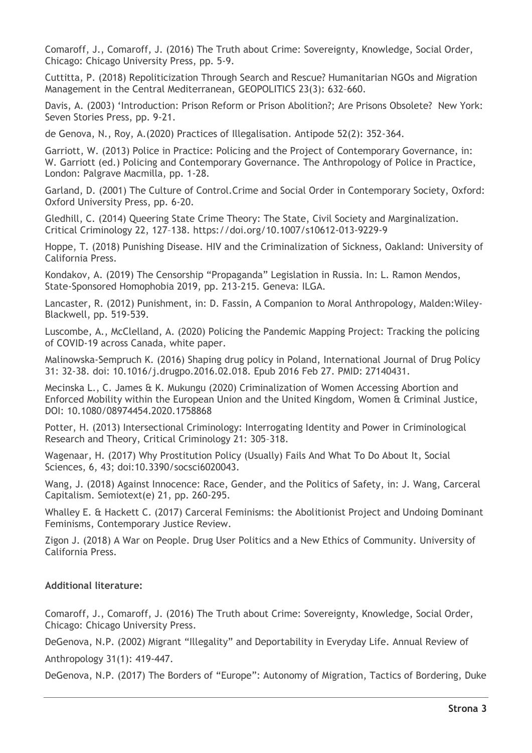Comaroff, J., Comaroff, J. (2016) The Truth about Crime: Sovereignty, Knowledge, Social Order, Chicago: Chicago University Press, pp. 5-9.

Cuttitta, P. (2018) Repoliticization Through Search and Rescue? Humanitarian NGOs and Migration Management in the Central Mediterranean, GEOPOLITICS 23(3): 632–660.

Davis, A. (2003) 'Introduction: Prison Reform or Prison Abolition?; Are Prisons Obsolete? New York: Seven Stories Press, pp. 9-21.

de Genova, N., Roy, A.(2020) Practices of Illegalisation. Antipode 52(2): 352-364.

Garriott, W. (2013) Police in Practice: Policing and the Project of Contemporary Governance, in: W. Garriott (ed.) Policing and Contemporary Governance. The Anthropology of Police in Practice, London: Palgrave Macmilla, pp. 1-28.

Garland, D. (2001) The Culture of Control.Crime and Social Order in Contemporary Society, Oxford: Oxford University Press, pp. 6-20.

Gledhill, C. (2014) Queering State Crime Theory: The State, Civil Society and Marginalization. Critical Criminology 22, 127–138. https://doi.org/10.1007/s10612-013-9229-9

Hoppe, T. (2018) Punishing Disease. HIV and the Criminalization of Sickness, Oakland: University of California Press.

Kondakov, A. (2019) The Censorship "Propaganda" Legislation in Russia. In: L. Ramon Mendos, State-Sponsored Homophobia 2019, pp. 213-215. Geneva: ILGA.

Lancaster, R. (2012) Punishment, in: D. Fassin, A Companion to Moral Anthropology, Malden:Wiley-Blackwell, pp. 519-539.

Luscombe, A., McClelland, A. (2020) Policing the Pandemic Mapping Project: Tracking the policing of COVID-19 across Canada, white paper.

Malinowska-Sempruch K. (2016) Shaping drug policy in Poland, International Journal of Drug Policy 31: 32-38. doi: 10.1016/j.drugpo.2016.02.018. Epub 2016 Feb 27. PMID: 27140431.

Mecinska L., C. James & K. Mukungu (2020) Criminalization of Women Accessing Abortion and Enforced Mobility within the European Union and the United Kingdom, Women & Criminal Justice, DOI: 10.1080/08974454.2020.1758868

Potter, H. (2013) Intersectional Criminology: Interrogating Identity and Power in Criminological Research and Theory, Critical Criminology 21: 305–318.

Wagenaar, H. (2017) Why Prostitution Policy (Usually) Fails And What To Do About It, Social Sciences, 6, 43; doi:10.3390/socsci6020043.

Wang, J. (2018) Against Innocence: Race, Gender, and the Politics of Safety, in: J. Wang, Carceral Capitalism. Semiotext(e) 21, pp. 260-295.

Whalley E. & Hackett C. (2017) Carceral Feminisms: the Abolitionist Project and Undoing Dominant Feminisms, Contemporary Justice Review.

Zigon J. (2018) A War on People. Drug User Politics and a New Ethics of Community. University of California Press.

**Additional literature:**

Comaroff, J., Comaroff, J. (2016) The Truth about Crime: Sovereignty, Knowledge, Social Order, Chicago: Chicago University Press.

DeGenova, N.P. (2002) Migrant "Illegality" and Deportability in Everyday Life. Annual Review of Anthropology 31(1): 419-447.

DeGenova, N.P. (2017) The Borders of "Europe": Autonomy of Migration, Tactics of Bordering, Duke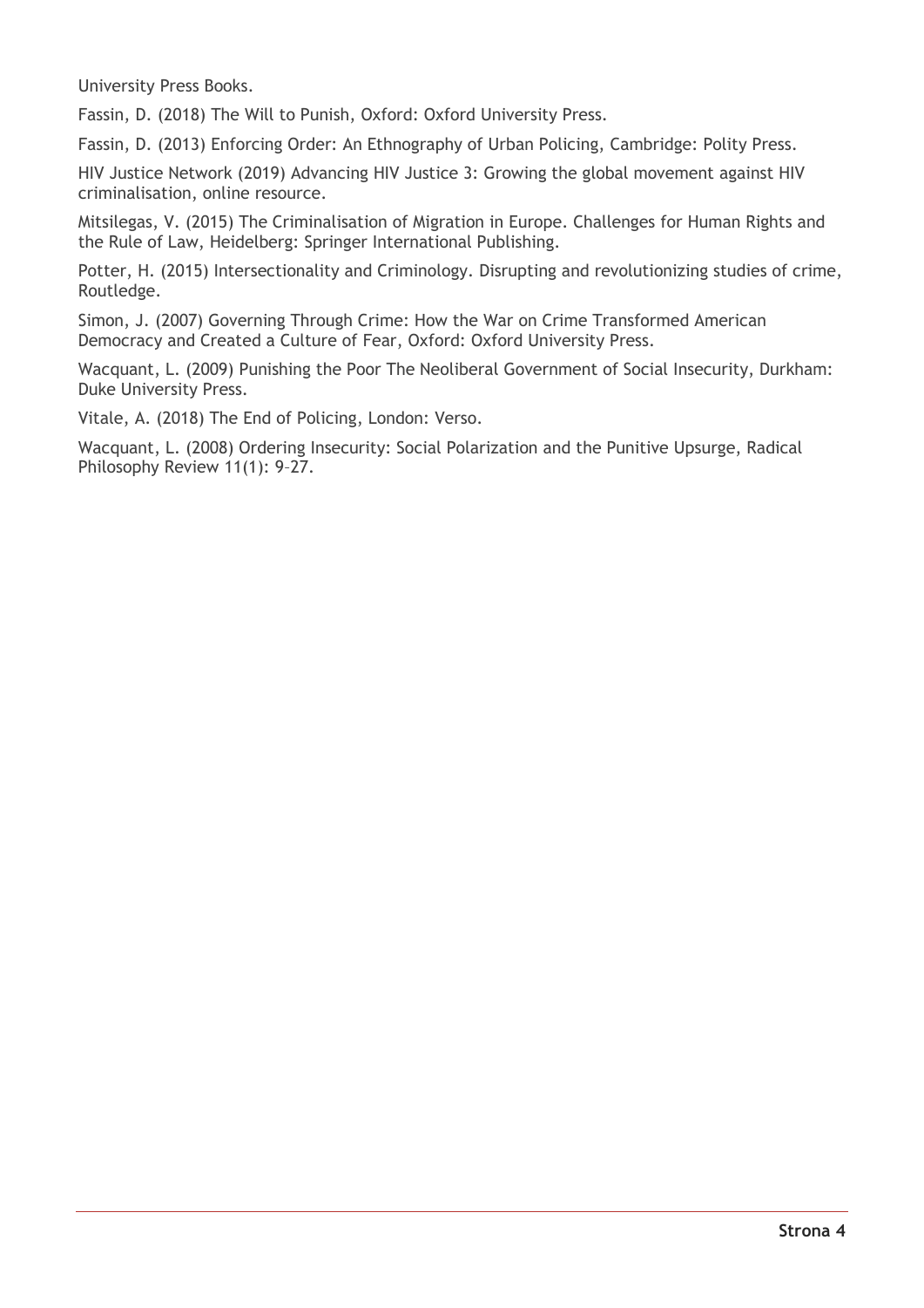University Press Books.

Fassin, D. (2018) The Will to Punish, Oxford: Oxford University Press.

Fassin, D. (2013) Enforcing Order: An Ethnography of Urban Policing, Cambridge: Polity Press.

HIV Justice Network (2019) Advancing HIV Justice 3: Growing the global movement against HIV criminalisation, online resource.

Mitsilegas, V. (2015) The Criminalisation of Migration in Europe. Challenges for Human Rights and the Rule of Law, Heidelberg: Springer International Publishing.

Potter, H. (2015) Intersectionality and Criminology. Disrupting and revolutionizing studies of crime, Routledge.

Simon, J. (2007) Governing Through Crime: How the War on Crime Transformed American Democracy and Created a Culture of Fear, Oxford: Oxford University Press.

Wacquant, L. (2009) Punishing the Poor The Neoliberal Government of Social Insecurity, Durkham: Duke University Press.

Vitale, A. (2018) The End of Policing, London: Verso.

Wacquant, L. (2008) Ordering Insecurity: Social Polarization and the Punitive Upsurge, Radical Philosophy Review 11(1): 9–27.